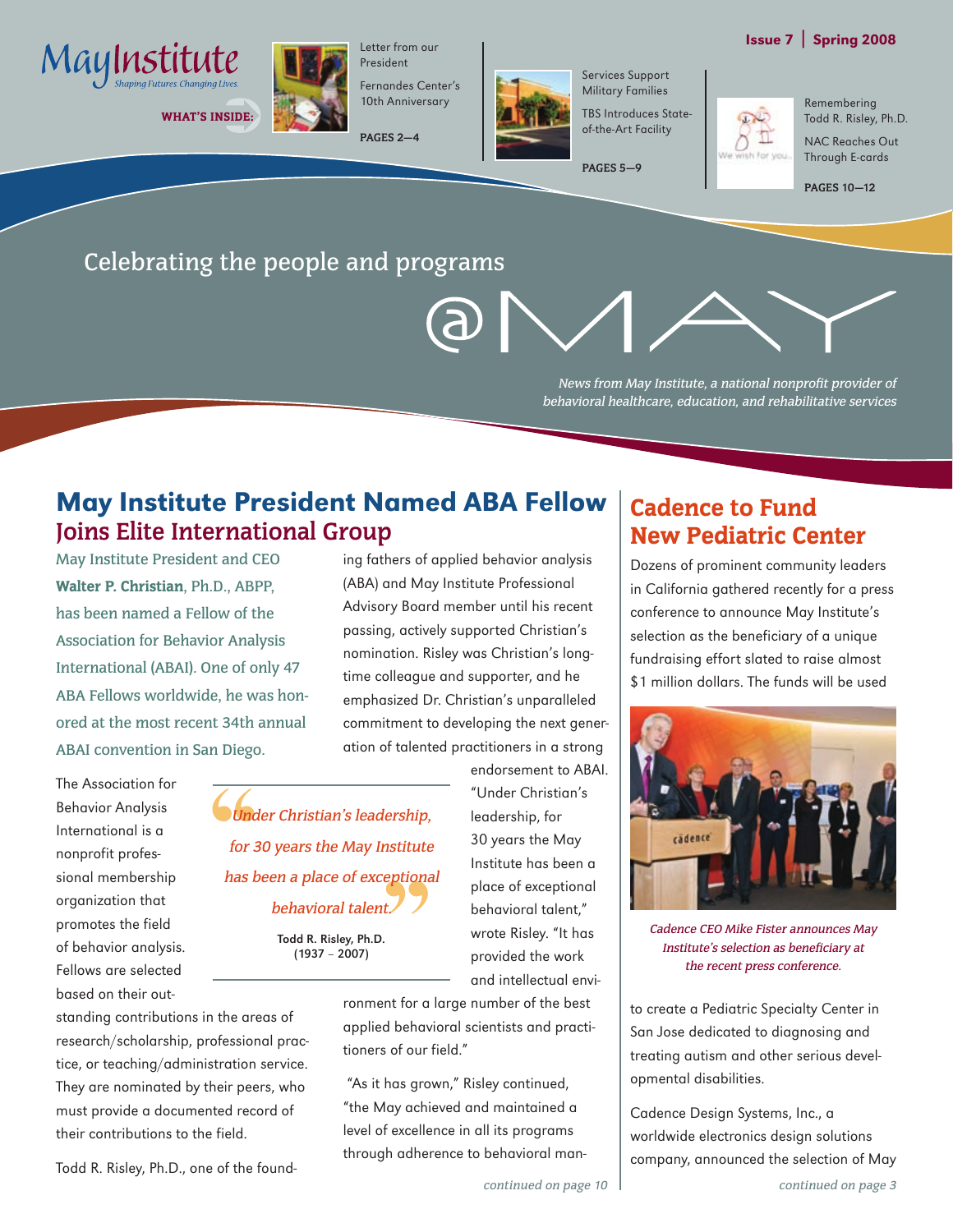# May Institute

*Shaping Futures Changing Lives.*

**WHAT'S INSIDE:**

Letter from our President

Fernandes Center's 10th Anniversary

**PAGES 2—4**

Services Support Military Families

TBS Introduces State-of-the-Art Facility

**PAGES 5—9**

Remembering Todd R. Risley, Ph.D.

NAC Reaches Out Through E-cards

**PAGES 10—12**

**Issue 7 | Spring 2008**

Celebrating the people and programs

# @MAY

*News from May Institute, a national nonprofit provider of behavioral healthcare, education, and rehabilitative services*

## May Institute President Named ABA Fellow

### Joins Elite International Group

May Institute President and CEO **Walter P. Christian**, Ph.D., ABPP, has been named a Fellow of the Association for Behavior Analysis International (ABAI). One of only 47 ABA Fellows worldwide, he was honored at the most recent 34th annual ABAI convention in San Diego.

The Association for Behavior Analysis International is a nonprofit professional membership organization that promotes the field of behavior analysis. Fellows are selected based on their outstanding contributions in the areas of research/scholarship, professional practice, or teaching/administration service. They are nominated by their peers, who must provide a documented record of their contributions to the field.

Todd R. Risley, Ph.D., one of the founding fathers of applied behavior analysis (ABA) and May Institute Professional Advisory Board member until his recent passing, actively supported Christian's nomination. Risley was Christian's longtime colleague and supporter, and he emphasized Dr. Christian's unparalleled commitment to developing the next generation of talented practitioners in a strong endorsement to ABAI. "Under Christian's leadership, for 30 years the May Institute has been a place of exceptional behavioral talent," wrote Risley. "It has provided the work and intellectual environment for a large number of the best applied behavioral scientists and practitioners of our field."

> *"Under Christian's leadership, for 30 years the May Institute has been a place of exceptional behavioral talent."*
>
> **Todd R. Risley, Ph.D. (1937 – 2007)**

"As it has grown," Risley continued, "the May achieved and maintained a level of excellence in all its programs through adherence to behavioral man-

*continued on page 10*

## Cadence to Fund New Pediatric Center

Dozens of prominent community leaders in California gathered recently for a press conference to announce May Institute's selection as the beneficiary of a unique fundraising effort slated to raise almost $1 million dollars. The funds will be used to create a Pediatric Specialty Center in San Jose dedicated to diagnosing and treating autism and other serious developmental disabilities.

*Cadence CEO Mike Fister announces May Institute's selection as beneficiary at the recent press conference.*

Cadence Design Systems, Inc., a worldwide electronics design solutions company, announced the selection of May

*continued on page 3*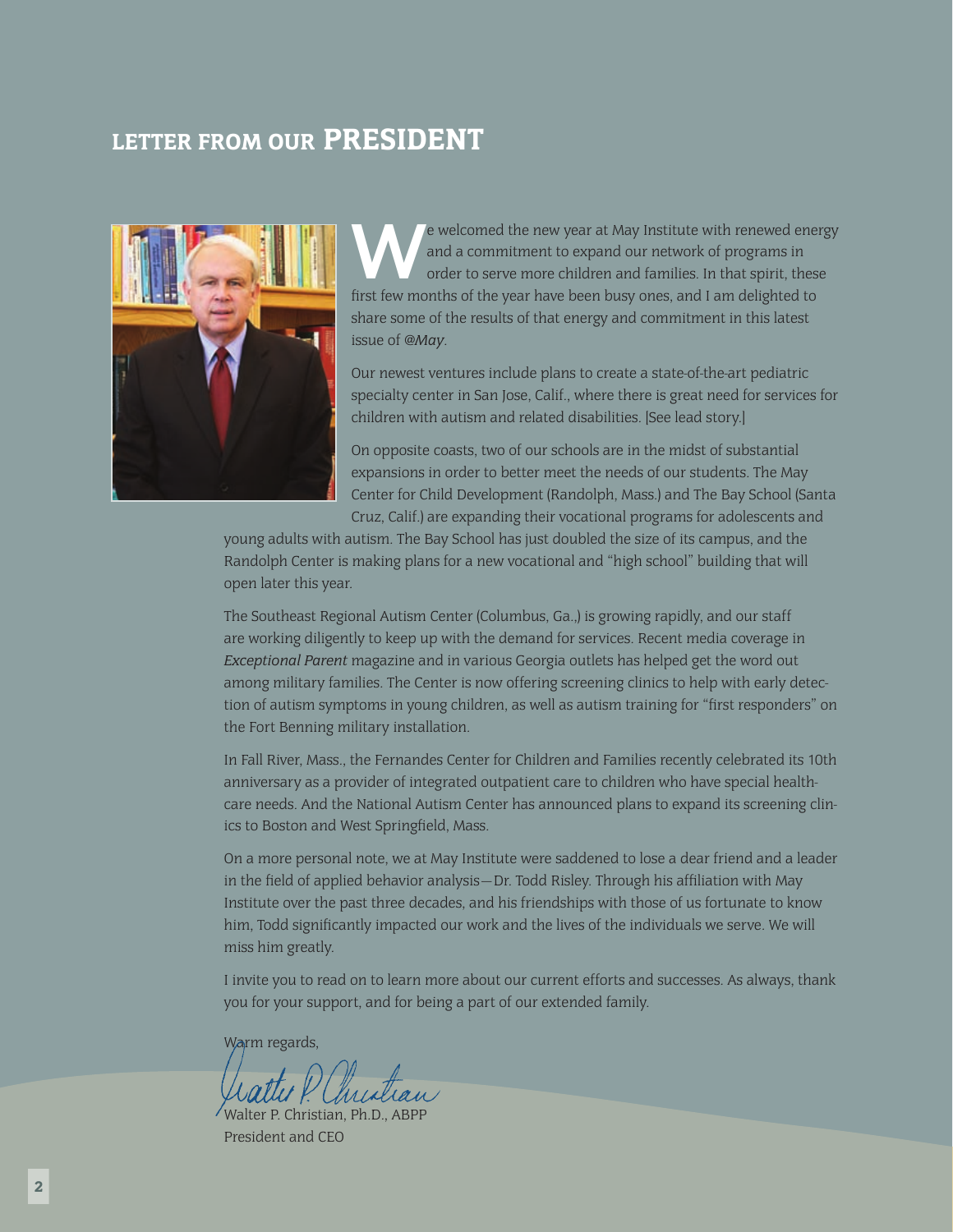# LETTER FROM OUR PRESIDENT

We welcomed the new year at May Institute with renewed energy and a commitment to expand our network of programs in order to serve more children and families. In that spirit, these first few months of the year have been busy ones, and I am delighted to share some of the results of that energy and commitment in this latest issue of *@May*.

Our newest ventures include plans to create a state-of-the-art pediatric specialty center in San Jose, Calif., where there is great need for services for children with autism and related disabilities. [See lead story.]

On opposite coasts, two of our schools are in the midst of substantial expansions in order to better meet the needs of our students. The May Center for Child Development (Randolph, Mass.) and The Bay School (Santa Cruz, Calif.) are expanding their vocational programs for adolescents and young adults with autism. The Bay School has just doubled the size of its campus, and the Randolph Center is making plans for a new vocational and "high school" building that will open later this year.

The Southeast Regional Autism Center (Columbus, Ga.,) is growing rapidly, and our staff are working diligently to keep up with the demand for services. Recent media coverage in *Exceptional Parent* magazine and in various Georgia outlets has helped get the word out among military families. The Center is now offering screening clinics to help with early detection of autism symptoms in young children, as well as autism training for "first responders" on the Fort Benning military installation.

In Fall River, Mass., the Fernandes Center for Children and Families recently celebrated its 10th anniversary as a provider of integrated outpatient care to children who have special healthcare needs. And the National Autism Center has announced plans to expand its screening clinics to Boston and West Springfield, Mass.

On a more personal note, we at May Institute were saddened to lose a dear friend and a leader in the field of applied behavior analysis—Dr. Todd Risley. Through his affiliation with May Institute over the past three decades, and his friendships with those of us fortunate to know him, Todd significantly impacted our work and the lives of the individuals we serve. We will miss him greatly.

I invite you to read on to learn more about our current efforts and successes. As always, thank you for your support, and for being a part of our extended family.

Warm regards,

Walter P. Christian, Ph.D., ABPP
President and CEO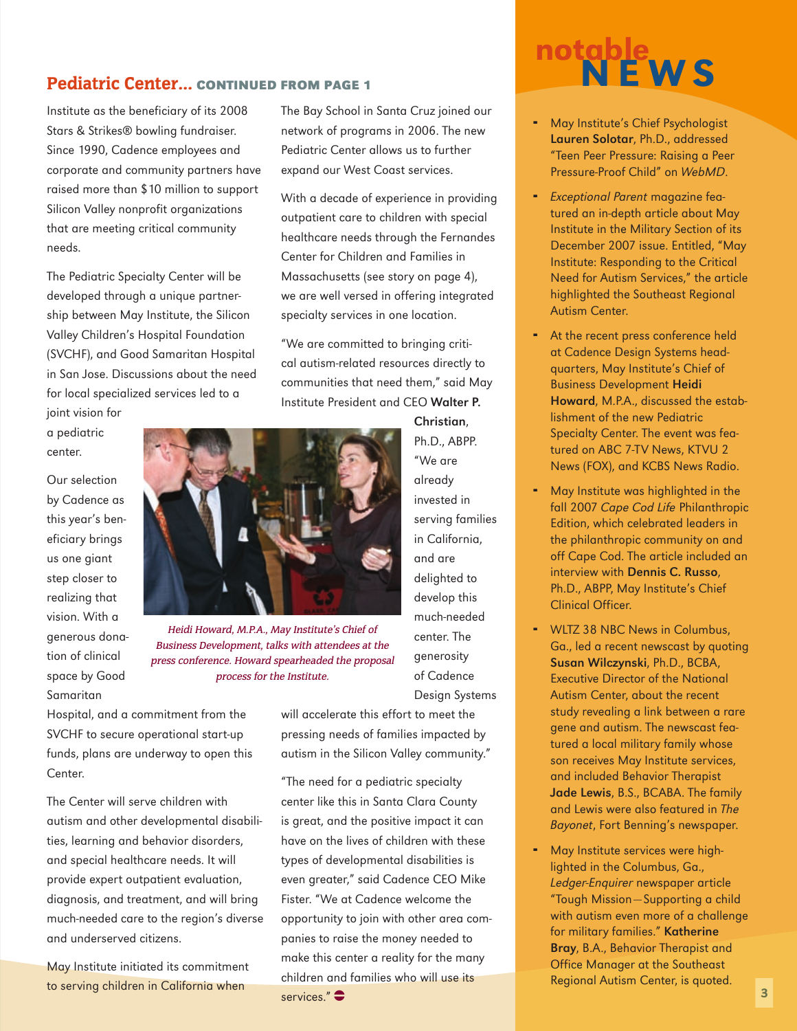## Pediatric Center... CONTINUED FROM PAGE 1

Institute as the beneficiary of its 2008 Stars & Strikes® bowling fundraiser. Since 1990, Cadence employees and corporate and community partners have raised more than $10 million to support Silicon Valley nonprofit organizations that are meeting critical community needs.

The Pediatric Specialty Center will be developed through a unique partnership between May Institute, the Silicon Valley Children's Hospital Foundation (SVCHF), and Good Samaritan Hospital in San Jose. Discussions about the need for local specialized services led to a joint vision for a pediatric center.

Our selection by Cadence as this year's beneficiary brings us one giant step closer to realizing that vision. With a generous donation of clinical space by Good Samaritan Hospital, and a commitment from the SVCHF to secure operational start-up funds, plans are underway to open this Center.

The Center will serve children with autism and other developmental disabilities, learning and behavior disorders, and special healthcare needs. It will provide expert outpatient evaluation, diagnosis, and treatment, and will bring much-needed care to the region's diverse and underserved citizens.

May Institute initiated its commitment to serving children in California when The Bay School in Santa Cruz joined our network of programs in 2006. The new Pediatric Center allows us to further expand our West Coast services.

With a decade of experience in providing outpatient care to children with special healthcare needs through the Fernandes Center for Children and Families in Massachusetts (see story on page 4), we are well versed in offering integrated specialty services in one location.

"We are committed to bringing critical autism-related resources directly to communities that need them," said May Institute President and CEO **Walter P. Christian**, Ph.D., ABPP. "We are already invested in serving families in California, and are delighted to develop this much-needed center. The generosity of Cadence Design Systems will accelerate this effort to meet the pressing needs of families impacted by autism in the Silicon Valley community."

*Heidi Howard, M.P.A., May Institute's Chief of Business Development, talks with attendees at the press conference. Howard spearheaded the proposal process for the Institute.*

"The need for a pediatric specialty center like this in Santa Clara County is great, and the positive impact it can have on the lives of children with these types of developmental disabilities is even greater," said Cadence CEO Mike Fister. "We at Cadence welcome the opportunity to join with other area companies to raise the money needed to make this center a reality for the many children and families who will use its services."

## notable NEWS

- May Institute's Chief Psychologist **Lauren Solotar**, Ph.D., addressed "Teen Peer Pressure: Raising a Peer Pressure-Proof Child" on *WebMD*.
- *Exceptional Parent* magazine featured an in-depth article about May Institute in the Military Section of its December 2007 issue. Entitled, "May Institute: Responding to the Critical Need for Autism Services," the article highlighted the Southeast Regional Autism Center.
- At the recent press conference held at Cadence Design Systems headquarters, May Institute's Chief of Business Development **Heidi Howard**, M.P.A., discussed the establishment of the new Pediatric Specialty Center. The event was featured on ABC 7-TV News, KTVU 2 News (FOX), and KCBS News Radio.
- May Institute was highlighted in the fall 2007 *Cape Cod Life* Philanthropic Edition, which celebrated leaders in the philanthropic community on and off Cape Cod. The article included an interview with **Dennis C. Russo**, Ph.D., ABPP, May Institute's Chief Clinical Officer.
- WLTZ 38 NBC News in Columbus, Ga., led a recent newscast by quoting **Susan Wilczynski**, Ph.D., BCBA, Executive Director of the National Autism Center, about the recent study revealing a link between a rare gene and autism. The newscast featured a local military family whose son receives May Institute services, and included Behavior Therapist **Jade Lewis**, B.S., BCABA. The family and Lewis were also featured in *The Bayonet*, Fort Benning's newspaper.
- May Institute services were highlighted in the Columbus, Ga., *Ledger-Enquirer* newspaper article "Tough Mission—Supporting a child with autism even more of a challenge for military families." **Katherine Bray**, B.A., Behavior Therapist and Office Manager at the Southeast Regional Autism Center, is quoted.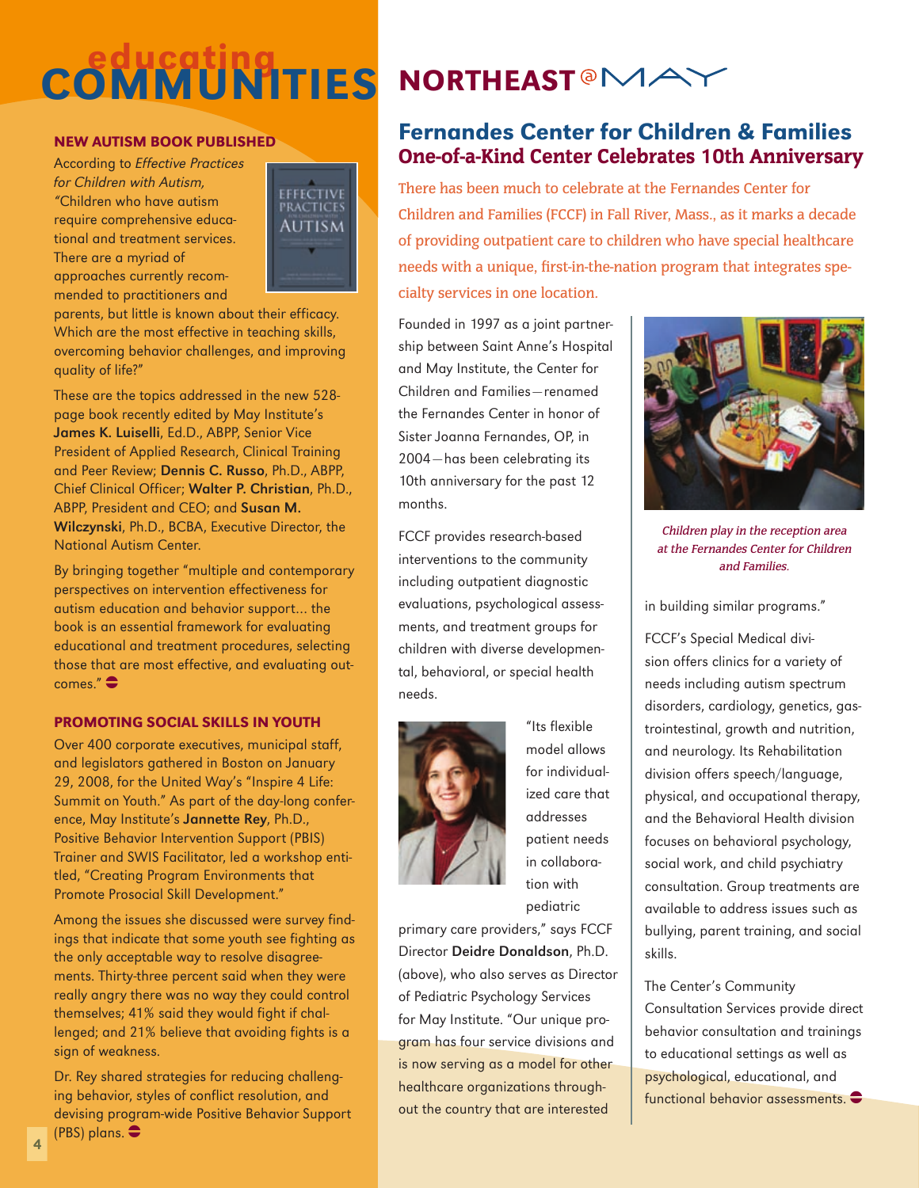# educating COMMUNITIES

### NEW AUTISM BOOK PUBLISHED

According to *Effective Practices for Children with Autism,* "Children who have autism require comprehensive educational and treatment services. There are a myriad of approaches currently recommended to practitioners and parents, but little is known about their efficacy. Which are the most effective in teaching skills, overcoming behavior challenges, and improving quality of life?"

These are the topics addressed in the new 528-page book recently edited by May Institute's **James K. Luiselli**, Ed.D., ABPP, Senior Vice President of Applied Research, Clinical Training and Peer Review; **Dennis C. Russo**, Ph.D., ABPP, Chief Clinical Officer; **Walter P. Christian**, Ph.D., ABPP, President and CEO; and **Susan M. Wilczynski**, Ph.D., BCBA, Executive Director, the National Autism Center.

By bringing together "multiple and contemporary perspectives on intervention effectiveness for autism education and behavior support… the book is an essential framework for evaluating educational and treatment procedures, selecting those that are most effective, and evaluating outcomes."

### PROMOTING SOCIAL SKILLS IN YOUTH

Over 400 corporate executives, municipal staff, and legislators gathered in Boston on January 29, 2008, for the United Way's "Inspire 4 Life: Summit on Youth." As part of the day-long conference, May Institute's **Jannette Rey**, Ph.D., Positive Behavior Intervention Support (PBIS) Trainer and SWIS Facilitator, led a workshop entitled, "Creating Program Environments that Promote Prosocial Skill Development."

Among the issues she discussed were survey findings that indicate that some youth see fighting as the only acceptable way to resolve disagreements. Thirty-three percent said when they were really angry there was no way they could control themselves; 41% said they would fight if challenged; and 21% believe that avoiding fights is a sign of weakness.

Dr. Rey shared strategies for reducing challenging behavior, styles of conflict resolution, and devising program-wide Positive Behavior Support (PBS) plans.

# NORTHEAST @ MAY

## Fernandes Center for Children & Families
### One-of-a-Kind Center Celebrates 10th Anniversary

There has been much to celebrate at the Fernandes Center for Children and Families (FCCF) in Fall River, Mass., as it marks a decade of providing outpatient care to children who have special healthcare needs with a unique, first-in-the-nation program that integrates specialty services in one location.

Founded in 1997 as a joint partnership between Saint Anne's Hospital and May Institute, the Center for Children and Families—renamed the Fernandes Center in honor of Sister Joanna Fernandes, OP, in 2004—has been celebrating its 10th anniversary for the past 12 months.

FCCF provides research-based interventions to the community including outpatient diagnostic evaluations, psychological assessments, and treatment groups for children with diverse developmental, behavioral, or special health needs.

"Its flexible model allows for individualized care that addresses patient needs in collaboration with pediatric primary care providers," says FCCF Director **Deidre Donaldson**, Ph.D. (above), who also serves as Director of Pediatric Psychology Services for May Institute. "Our unique program has four service divisions and is now serving as a model for other healthcare organizations throughout the country that are interested in building similar programs."

*Children play in the reception area at the Fernandes Center for Children and Families.*

FCCF's Special Medical division offers clinics for a variety of needs including autism spectrum disorders, cardiology, genetics, gastrointestinal, growth and nutrition, and neurology. Its Rehabilitation division offers speech/language, physical, and occupational therapy, and the Behavioral Health division focuses on behavioral psychology, social work, and child psychiatry consultation. Group treatments are available to address issues such as bullying, parent training, and social skills.

The Center's Community Consultation Services provide direct behavior consultation and trainings to educational settings as well as psychological, educational, and functional behavior assessments.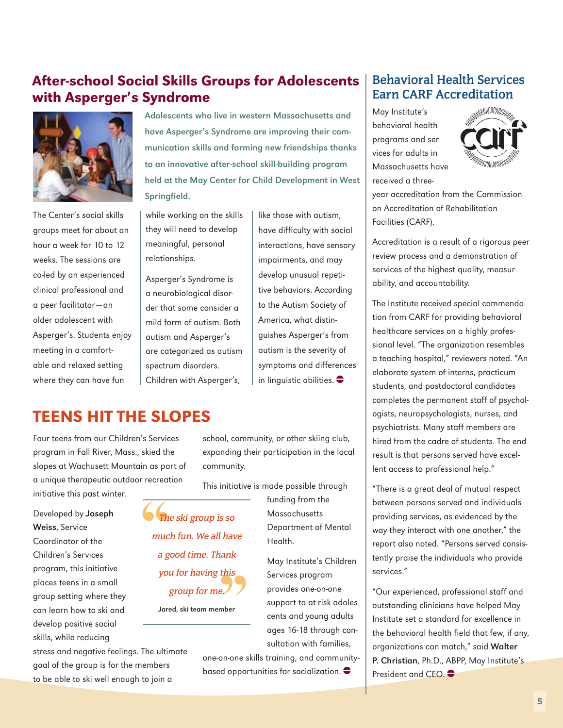## After-school Social Skills Groups for Adolescents with Asperger's Syndrome

**Adolescents who live in western Massachusetts and have Asperger's Syndrome are improving their communication skills and forming new friendships thanks to an innovative after-school skill-building program held at the May Center for Child Development in West Springfield.**

The Center's social skills groups meet for about an hour a week for 10 to 12 weeks. The sessions are co-led by an experienced clinical professional and a peer facilitator—an older adolescent with Asperger's. Students enjoy meeting in a comfortable and relaxed setting where they can have fun while working on the skills they will need to develop meaningful, personal relationships.

Asperger's Syndrome is a neurobiological disorder that some consider a mild form of autism. Both autism and Asperger's are categorized as autism spectrum disorders. Children with Asperger's, like those with autism, have difficulty with social interactions, have sensory impairments, and may develop unusual repetitive behaviors. According to the Autism Society of America, what distinguishes Asperger's from autism is the severity of symptoms and differences in linguistic abilities.

## TEENS HIT THE SLOPES

Four teens from our Children's Services program in Fall River, Mass., skied the slopes at Wachusett Mountain as part of a unique therapeutic outdoor recreation initiative this past winter.

Developed by **Joseph Weiss**, Service Coordinator of the Children's Services program, this initiative places teens in a small group setting where they can learn how to ski and develop positive social skills, while reducing stress and negative feelings. The ultimate goal of the group is for the members to be able to ski well enough to join a school, community, or other skiing club, expanding their participation in the local community.

> *The ski group is so much fun. We all have a good time. Thank you for having this group for me.*
>
> **Jared, ski team member**

This initiative is made possible through funding from the Massachusetts Department of Mental Health.

May Institute's Children Services program provides one-on-one support to at-risk adolescents and young adults ages 16-18 through consultation with families, one-on-one skills training, and community-based opportunities for socialization.

## Behavioral Health Services Earn CARF Accreditation

May Institute's behavioral health programs and services for adults in Massachusetts have received a three-year accreditation from the Commission on Accreditation of Rehabilitation Facilities (CARF).

Accreditation is a result of a rigorous peer review process and a demonstration of services of the highest quality, measurability, and accountability.

The Institute received special commendation from CARF for providing behavioral healthcare services on a highly professional level. "The organization resembles a teaching hospital," reviewers noted. "An elaborate system of interns, practicum students, and postdoctoral candidates completes the permanent staff of psychologists, neuropsychologists, nurses, and psychiatrists. Many staff members are hired from the cadre of students. The end result is that persons served have excellent access to professional help."

"There is a great deal of mutual respect between persons served and individuals providing services, as evidenced by the way they interact with one another," the report also noted. "Persons served consistently praise the individuals who provide services."

"Our experienced, professional staff and outstanding clinicians have helped May Institute set a standard for excellence in the behavioral health field that few, if any, organizations can match," said **Walter P. Christian**, Ph.D., ABPP, May Institute's President and CEO.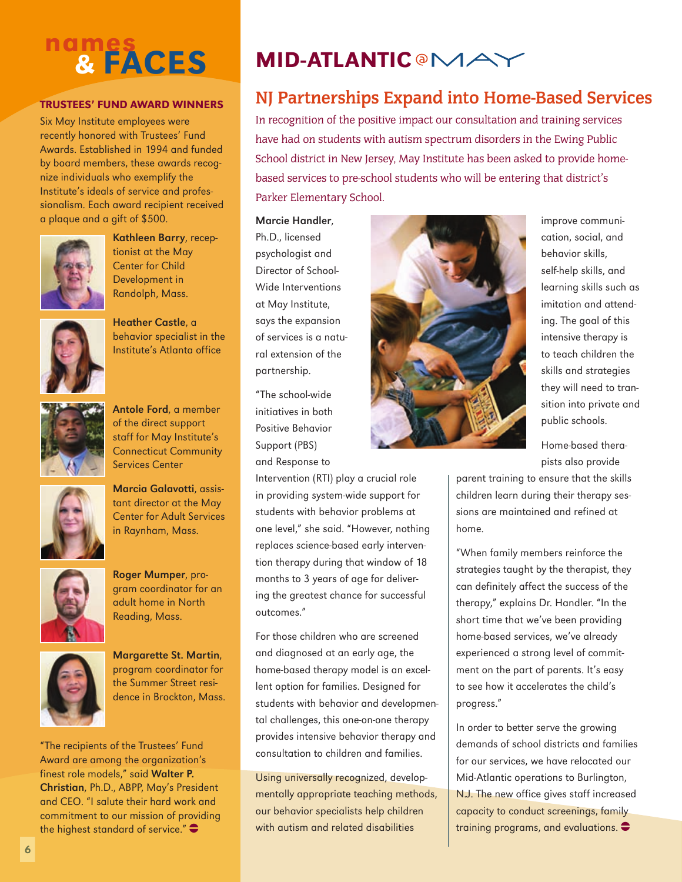# names & FACES

## TRUSTEES' FUND AWARD WINNERS

Six May Institute employees were recently honored with Trustees' Fund Awards. Established in 1994 and funded by board members, these awards recognize individuals who exemplify the Institute's ideals of service and professionalism. Each award recipient received a plaque and a gift of $500.

**Kathleen Barry**, receptionist at the May Center for Child Development in Randolph, Mass.

**Heather Castle**, a behavior specialist in the Institute's Atlanta office

**Antole Ford**, a member of the direct support staff for May Institute's Connecticut Community Services Center

**Marcia Galavotti**, assistant director at the May Center for Adult Services in Raynham, Mass.

**Roger Mumper**, program coordinator for an adult home in North Reading, Mass.

**Margarette St. Martin**, program coordinator for the Summer Street residence in Brockton, Mass.

"The recipients of the Trustees' Fund Award are among the organization's finest role models," said **Walter P. Christian**, Ph.D., ABPP, May's President and CEO. "I salute their hard work and commitment to our mission of providing the highest standard of service."

# MID-ATLANTIC @MAY

## NJ Partnerships Expand into Home-Based Services

In recognition of the positive impact our consultation and training services have had on students with autism spectrum disorders in the Ewing Public School district in New Jersey, May Institute has been asked to provide home-based services to pre-school students who will be entering that district's Parker Elementary School.

**Marcie Handler**, Ph.D., licensed psychologist and Director of School-Wide Interventions at May Institute, says the expansion of services is a natural extension of the partnership.

"The school-wide initiatives in both Positive Behavior Support (PBS) and Response to Intervention (RTI) play a crucial role in providing system-wide support for students with behavior problems at one level," she said. "However, nothing replaces science-based early intervention therapy during that window of 18 months to 3 years of age for delivering the greatest chance for successful outcomes."

For those children who are screened and diagnosed at an early age, the home-based therapy model is an excellent option for families. Designed for students with behavior and developmental challenges, this one-on-one therapy provides intensive behavior therapy and consultation to children and families.

Using universally recognized, developmentally appropriate teaching methods, our behavior specialists help children with autism and related disabilities improve communication, social, and behavior skills, self-help skills, and learning skills such as imitation and attending. The goal of this intensive therapy is to teach children the skills and strategies they will need to transition into private and public schools.

Home-based therapists also provide parent training to ensure that the skills children learn during their therapy sessions are maintained and refined at home.

"When family members reinforce the strategies taught by the therapist, they can definitely affect the success of the therapy," explains Dr. Handler. "In the short time that we've been providing home-based services, we've already experienced a strong level of commitment on the part of parents. It's easy to see how it accelerates the child's progress."

In order to better serve the growing demands of school districts and families for our services, we have relocated our Mid-Atlantic operations to Burlington, N.J. The new office gives staff increased capacity to conduct screenings, family training programs, and evaluations.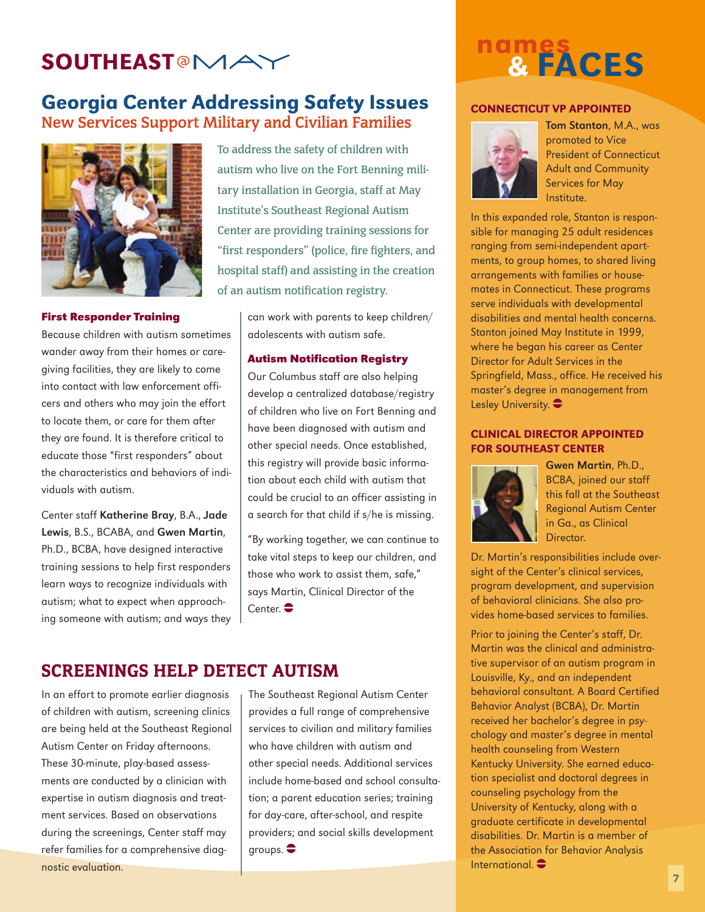# SOUTHEAST@MAY

## Georgia Center Addressing Safety Issues

### New Services Support Military and Civilian Families

To address the safety of children with autism who live on the Fort Benning military installation in Georgia, staff at May Institute's Southeast Regional Autism Center are providing training sessions for "first responders" (police, fire fighters, and hospital staff) and assisting in the creation of an autism notification registry.

#### First Responder Training

Because children with autism sometimes wander away from their homes or care-giving facilities, they are likely to come into contact with law enforcement officers and others who may join the effort to locate them, or care for them after they are found. It is therefore critical to educate those "first responders" about the characteristics and behaviors of individuals with autism.

Center staff **Katherine Bray**, B.A., **Jade Lewis**, B.S., BCABA, and **Gwen Martin**, Ph.D., BCBA, have designed interactive training sessions to help first responders learn ways to recognize individuals with autism; what to expect when approaching someone with autism; and ways they can work with parents to keep children/adolescents with autism safe.

#### Autism Notification Registry

Our Columbus staff are also helping develop a centralized database/registry of children who live on Fort Benning and have been diagnosed with autism and other special needs. Once established, this registry will provide basic information about each child with autism that could be crucial to an officer assisting in a search for that child if s/he is missing.

"By working together, we can continue to take vital steps to keep our children, and those who work to assist them, safe," says Martin, Clinical Director of the Center.

## SCREENINGS HELP DETECT AUTISM

In an effort to promote earlier diagnosis of children with autism, screening clinics are being held at the Southeast Regional Autism Center on Friday afternoons. These 30-minute, play-based assessments are conducted by a clinician with expertise in autism diagnosis and treatment services. Based on observations during the screenings, Center staff may refer families for a comprehensive diagnostic evaluation.

The Southeast Regional Autism Center provides a full range of comprehensive services to civilian and military families who have children with autism and other special needs. Additional services include home-based and school consultation; a parent education series; training for day-care, after-school, and respite providers; and social skills development groups.

# names & FACES

### CONNECTICUT VP APPOINTED

**Tom Stanton**, M.A., was promoted to Vice President of Connecticut Adult and Community Services for May Institute.

In this expanded role, Stanton is responsible for managing 25 adult residences ranging from semi-independent apartments, to group homes, to shared living arrangements with families or housemates in Connecticut. These programs serve individuals with developmental disabilities and mental health concerns. Stanton joined May Institute in 1999, where he began his career as Center Director for Adult Services in the Springfield, Mass., office. He received his master's degree in management from Lesley University.

### CLINICAL DIRECTOR APPOINTED FOR SOUTHEAST CENTER

**Gwen Martin**, Ph.D., BCBA, joined our staff this fall at the Southeast Regional Autism Center in Ga., as Clinical Director.

Dr. Martin's responsibilities include oversight of the Center's clinical services, program development, and supervision of behavioral clinicians. She also provides home-based services to families.

Prior to joining the Center's staff, Dr. Martin was the clinical and administrative supervisor of an autism program in Louisville, Ky., and an independent behavioral consultant. A Board Certified Behavior Analyst (BCBA), Dr. Martin received her bachelor's degree in psychology and master's degree in mental health counseling from Western Kentucky University. She earned education specialist and doctoral degrees in counseling psychology from the University of Kentucky, along with a graduate certificate in developmental disabilities. Dr. Martin is a member of the Association for Behavior Analysis International.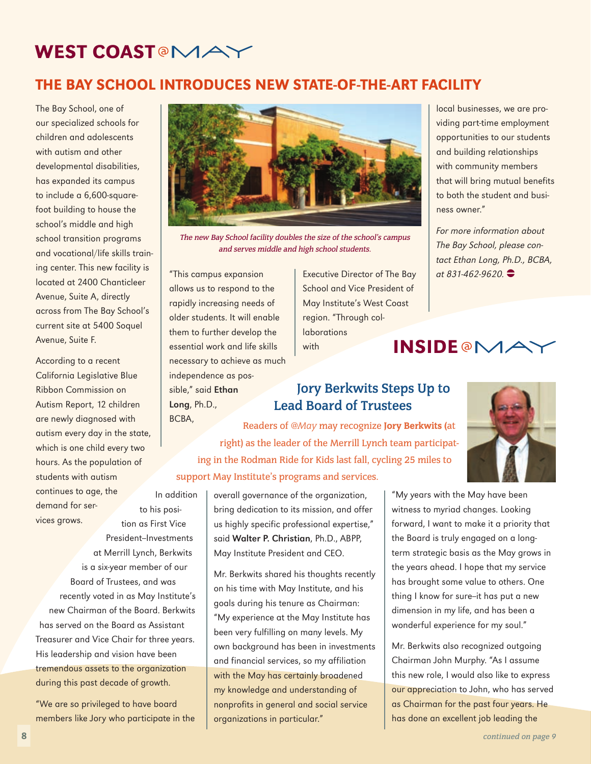# WEST COAST @MAY

## THE BAY SCHOOL INTRODUCES NEW STATE-OF-THE-ART FACILITY

The Bay School, one of our specialized schools for children and adolescents with autism and other developmental disabilities, has expanded its campus to include a 6,600-square-foot building to house the school's middle and high school transition programs and vocational/life skills training center. This new facility is located at 2400 Chanticleer Avenue, Suite A, directly across from The Bay School's current site at 5400 Soquel Avenue, Suite F.

According to a recent California Legislative Blue Ribbon Commission on Autism Report, 12 children are newly diagnosed with autism every day in the state, which is one child every two hours. As the population of students with autism continues to age, the demand for services grows.

*The new Bay School facility doubles the size of the school's campus and serves middle and high school students.*

"This campus expansion allows us to respond to the rapidly increasing needs of older students. It will enable them to further develop the essential work and life skills necessary to achieve as much independence as possible," said **Ethan Long**, Ph.D., BCBA, Executive Director of The Bay School and Vice President of May Institute's West Coast region. "Through collaborations with local businesses, we are providing part-time employment opportunities to our students and building relationships with community members that will bring mutual benefits to both the student and business owner."

*For more information about The Bay School, please contact Ethan Long, Ph.D., BCBA, at 831-462-9620.*

# INSIDE @MAY

## Jory Berkwits Steps Up to Lead Board of Trustees

Readers of *@May* may recognize **Jory Berkwits** (at right) as the leader of the Merrill Lynch team participating in the Rodman Ride for Kids last fall, cycling 25 miles to support May Institute's programs and services.

In addition to his position as First Vice President–Investments at Merrill Lynch, Berkwits is a six-year member of our Board of Trustees, and was recently voted in as May Institute's new Chairman of the Board. Berkwits has served on the Board as Assistant Treasurer and Vice Chair for three years. His leadership and vision have been tremendous assets to the organization during this past decade of growth.

"We are so privileged to have board members like Jory who participate in the overall governance of the organization, bring dedication to its mission, and offer us highly specific professional expertise," said **Walter P. Christian**, Ph.D., ABPP, May Institute President and CEO.

Mr. Berkwits shared his thoughts recently on his time with May Institute, and his goals during his tenure as Chairman: "My experience at the May Institute has been very fulfilling on many levels. My own background has been in investments and financial services, so my affiliation with the May has certainly broadened my knowledge and understanding of nonprofits in general and social service organizations in particular."

"My years with the May have been witness to myriad changes. Looking forward, I want to make it a priority that the Board is truly engaged on a long-term strategic basis as the May grows in the years ahead. I hope that my service has brought some value to others. One thing I know for sure–it has put a new dimension in my life, and has been a wonderful experience for my soul."

Mr. Berkwits also recognized outgoing Chairman John Murphy. "As I assume this new role, I would also like to express our appreciation to John, who has served as Chairman for the past four years. He has done an excellent job leading the

*continued on page 9*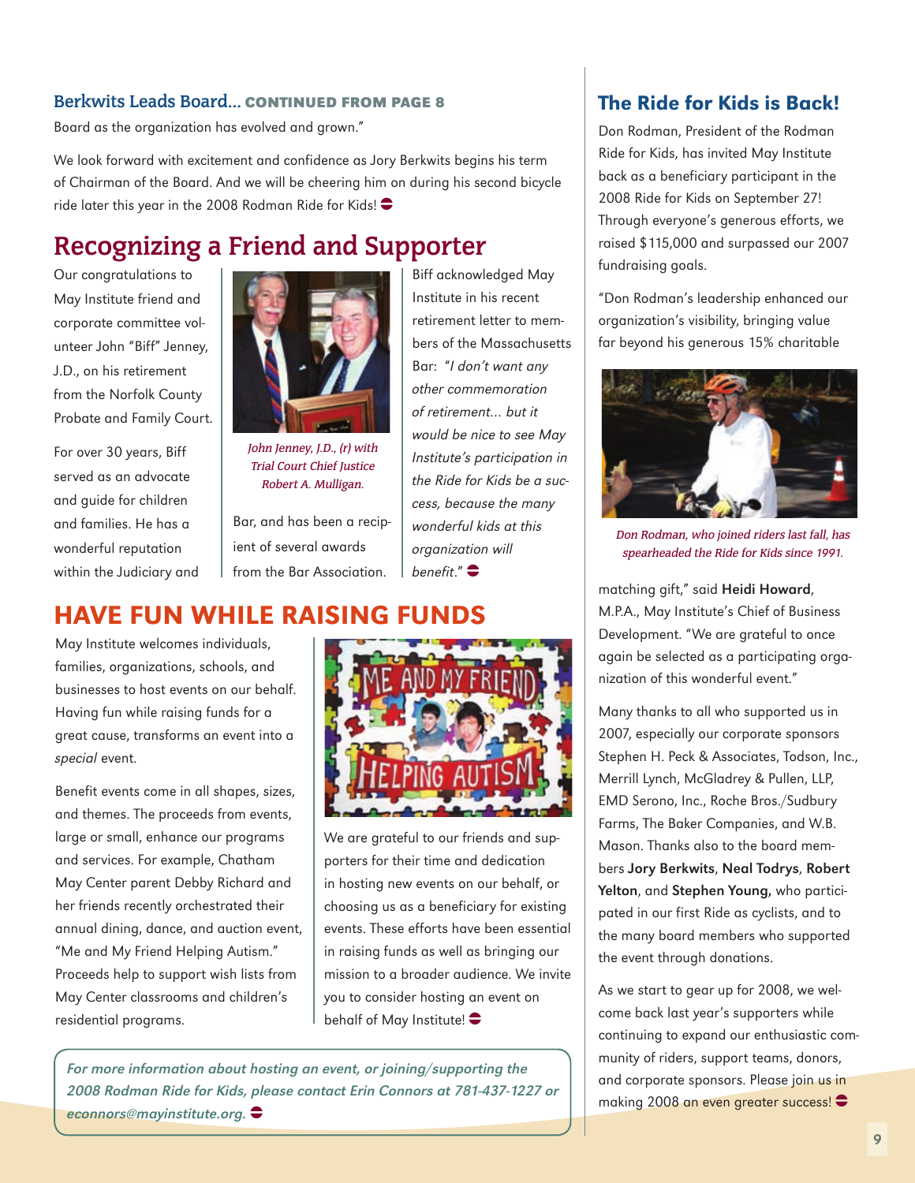### Berkwits Leads Board... CONTINUED FROM PAGE 8

Board as the organization has evolved and grown."

We look forward with excitement and confidence as Jory Berkwits begins his term of Chairman of the Board. And we will be cheering him on during his second bicycle ride later this year in the 2008 Rodman Ride for Kids!

## Recognizing a Friend and Supporter

Our congratulations to May Institute friend and corporate committee volunteer John "Biff" Jenney, J.D., on his retirement from the Norfolk County Probate and Family Court.

For over 30 years, Biff served as an advocate and guide for children and families. He has a wonderful reputation within the Judiciary and Bar, and has been a recipient of several awards from the Bar Association.

*John Jenney, J.D., (r) with Trial Court Chief Justice Robert A. Mulligan.*

Biff acknowledged May Institute in his recent retirement letter to members of the Massachusetts Bar: "*I don't want any other commemoration of retirement... but it would be nice to see May Institute's participation in the Ride for Kids be a success, because the many wonderful kids at this organization will benefit.*"

## HAVE FUN WHILE RAISING FUNDS

May Institute welcomes individuals, families, organizations, schools, and businesses to host events on our behalf. Having fun while raising funds for a great cause, transforms an event into a *special* event.

Benefit events come in all shapes, sizes, and themes. The proceeds from events, large or small, enhance our programs and services. For example, Chatham May Center parent Debby Richard and her friends recently orchestrated their annual dining, dance, and auction event, "Me and My Friend Helping Autism." Proceeds help to support wish lists from May Center classrooms and children's residential programs.

We are grateful to our friends and supporters for their time and dedication in hosting new events on our behalf, or choosing us as a beneficiary for existing events. These efforts have been essential in raising funds as well as bringing our mission to a broader audience. We invite you to consider hosting an event on behalf of May Institute!

***For more information about hosting an event, or joining/supporting the 2008 Rodman Ride for Kids, please contact Erin Connors at 781-437-1227 or econnors@mayinstitute.org.***

## The Ride for Kids is Back!

Don Rodman, President of the Rodman Ride for Kids, has invited May Institute back as a beneficiary participant in the 2008 Ride for Kids on September 27! Through everyone's generous efforts, we raised $115,000 and surpassed our 2007 fundraising goals.

"Don Rodman's leadership enhanced our organization's visibility, bringing value far beyond his generous 15% charitable matching gift," said **Heidi Howard**, M.P.A., May Institute's Chief of Business Development. "We are grateful to once again be selected as a participating organization of this wonderful event."

*Don Rodman, who joined riders last fall, has spearheaded the Ride for Kids since 1991.*

Many thanks to all who supported us in 2007, especially our corporate sponsors Stephen H. Peck & Associates, Todson, Inc., Merrill Lynch, McGladrey & Pullen, LLP, EMD Serono, Inc., Roche Bros./Sudbury Farms, The Baker Companies, and W.B. Mason. Thanks also to the board members **Jory Berkwits**, **Neal Todrys**, **Robert Yelton**, and **Stephen Young,** who participated in our first Ride as cyclists, and to the many board members who supported the event through donations.

As we start to gear up for 2008, we welcome back last year's supporters while continuing to expand our enthusiastic community of riders, support teams, donors, and corporate sponsors. Please join us in making 2008 an even greater success!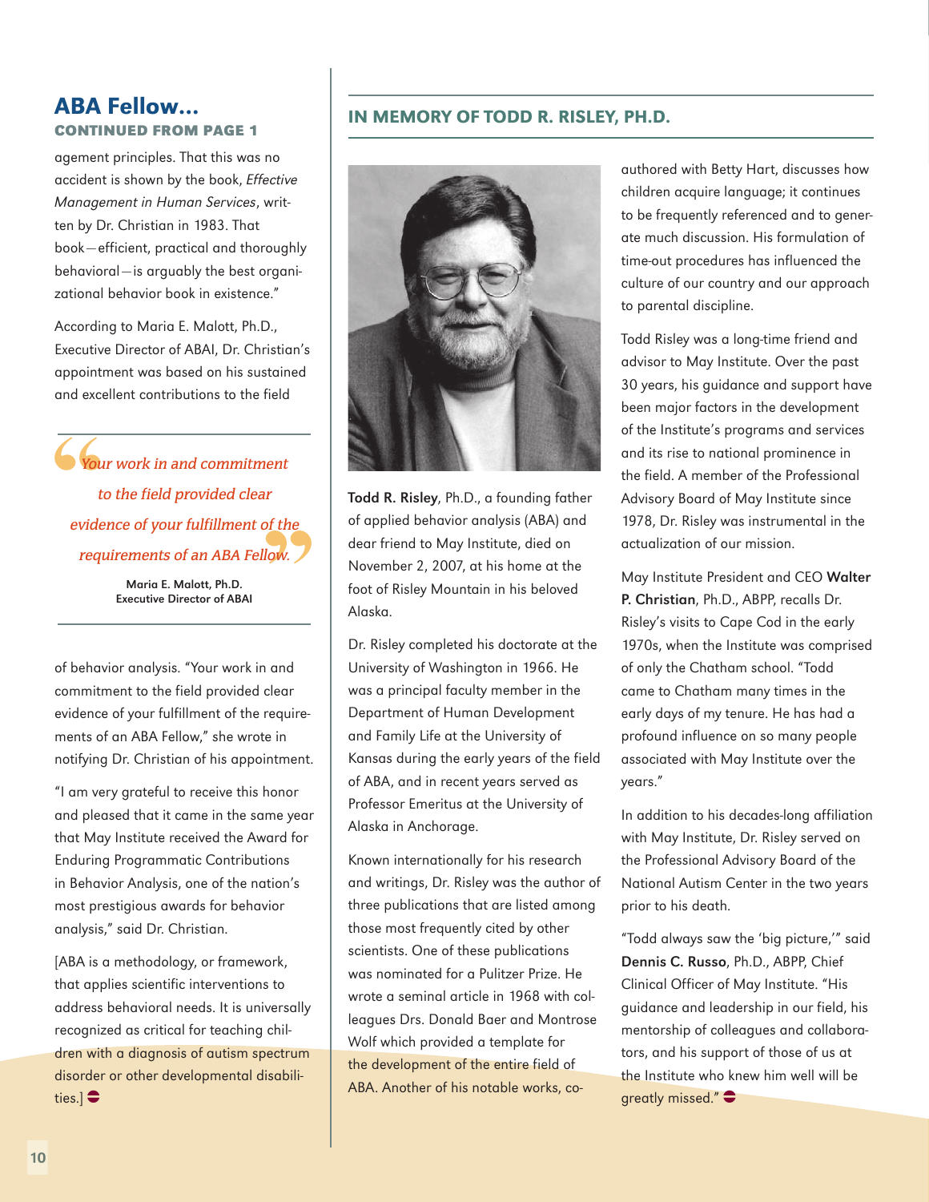## ABA Fellow...

### CONTINUED FROM PAGE 1

agement principles. That this was no accident is shown by the book, *Effective Management in Human Services*, written by Dr. Christian in 1983. That book—efficient, practical and thoroughly behavioral—is arguably the best organizational behavior book in existence."

According to Maria E. Malott, Ph.D., Executive Director of ABAI, Dr. Christian's appointment was based on his sustained and excellent contributions to the field

> *Your work in and commitment to the field provided clear evidence of your fulfillment of the requirements of an ABA Fellow.*
>
> **Maria E. Malott, Ph.D.**
> **Executive Director of ABAI**

of behavior analysis. "Your work in and commitment to the field provided clear evidence of your fulfillment of the requirements of an ABA Fellow," she wrote in notifying Dr. Christian of his appointment.

"I am very grateful to receive this honor and pleased that it came in the same year that May Institute received the Award for Enduring Programmatic Contributions in Behavior Analysis, one of the nation's most prestigious awards for behavior analysis," said Dr. Christian.

[ABA is a methodology, or framework, that applies scientific interventions to address behavioral needs. It is universally recognized as critical for teaching children with a diagnosis of autism spectrum disorder or other developmental disabilities.]

## IN MEMORY OF TODD R. RISLEY, PH.D.

**Todd R. Risley**, Ph.D., a founding father of applied behavior analysis (ABA) and dear friend to May Institute, died on November 2, 2007, at his home at the foot of Risley Mountain in his beloved Alaska.

Dr. Risley completed his doctorate at the University of Washington in 1966. He was a principal faculty member in the Department of Human Development and Family Life at the University of Kansas during the early years of the field of ABA, and in recent years served as Professor Emeritus at the University of Alaska in Anchorage.

Known internationally for his research and writings, Dr. Risley was the author of three publications that are listed among those most frequently cited by other scientists. One of these publications was nominated for a Pulitzer Prize. He wrote a seminal article in 1968 with colleagues Drs. Donald Baer and Montrose Wolf which provided a template for the development of the entire field of ABA. Another of his notable works, co-authored with Betty Hart, discusses how children acquire language; it continues to be frequently referenced and to generate much discussion. His formulation of time-out procedures has influenced the culture of our country and our approach to parental discipline.

Todd Risley was a long-time friend and advisor to May Institute. Over the past 30 years, his guidance and support have been major factors in the development of the Institute's programs and services and its rise to national prominence in the field. A member of the Professional Advisory Board of May Institute since 1978, Dr. Risley was instrumental in the actualization of our mission.

May Institute President and CEO **Walter P. Christian**, Ph.D., ABPP, recalls Dr. Risley's visits to Cape Cod in the early 1970s, when the Institute was comprised of only the Chatham school. "Todd came to Chatham many times in the early days of my tenure. He has had a profound influence on so many people associated with May Institute over the years."

In addition to his decades-long affiliation with May Institute, Dr. Risley served on the Professional Advisory Board of the National Autism Center in the two years prior to his death.

"Todd always saw the 'big picture,'" said **Dennis C. Russo**, Ph.D., ABPP, Chief Clinical Officer of May Institute. "His guidance and leadership in our field, his mentorship of colleagues and collaborators, and his support of those of us at the Institute who knew him well will be greatly missed."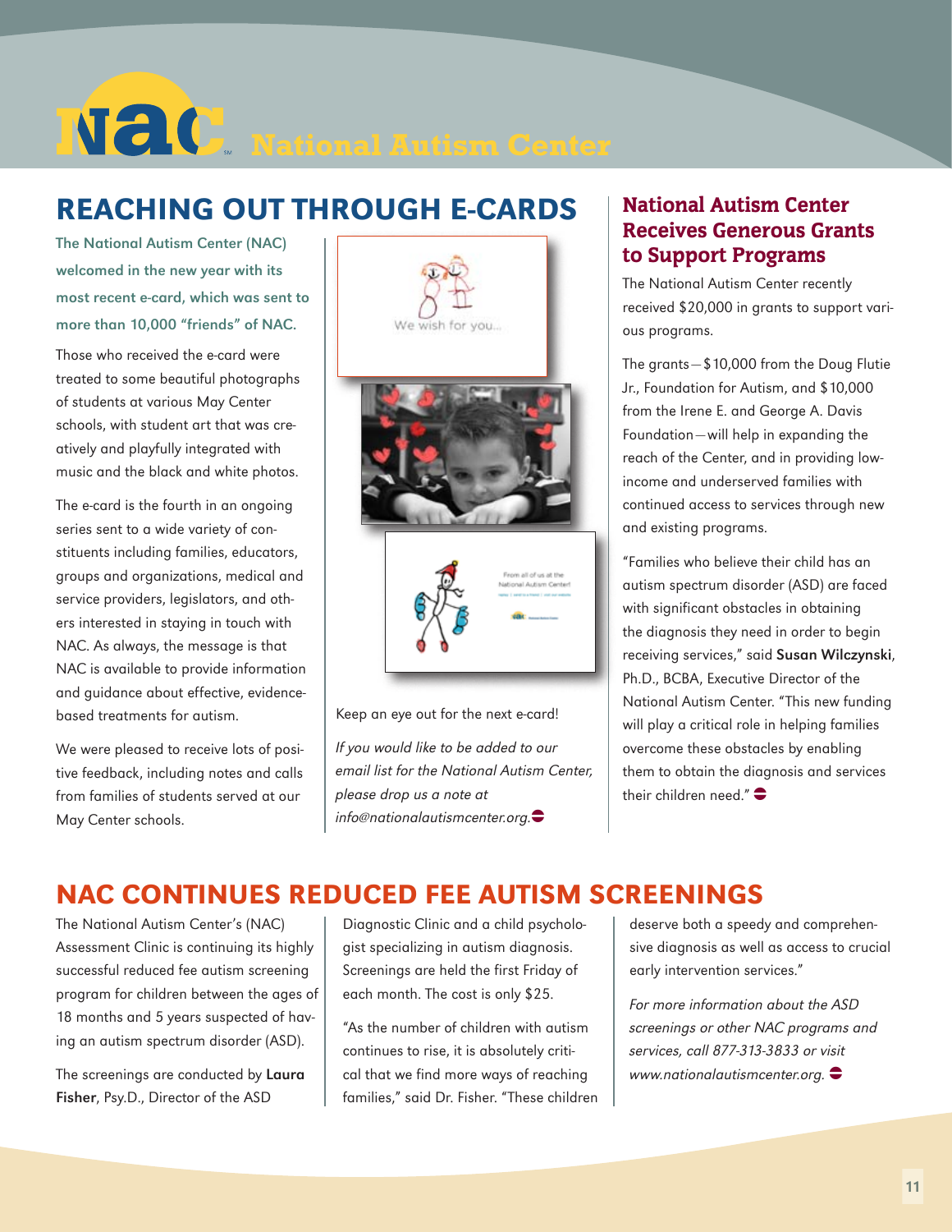# National Autism Center

## REACHING OUT THROUGH E-CARDS

**The National Autism Center (NAC) welcomed in the new year with its most recent e-card, which was sent to more than 10,000 "friends" of NAC.**

Those who received the e-card were treated to some beautiful photographs of students at various May Center schools, with student art that was creatively and playfully integrated with music and the black and white photos.

The e-card is the fourth in an ongoing series sent to a wide variety of constituents including families, educators, groups and organizations, medical and service providers, legislators, and others interested in staying in touch with NAC. As always, the message is that NAC is available to provide information and guidance about effective, evidence-based treatments for autism.

We were pleased to receive lots of positive feedback, including notes and calls from families of students served at our May Center schools.

Keep an eye out for the next e-card!

*If you would like to be added to our email list for the National Autism Center, please drop us a note at info@nationalautismcenter.org.*

## National Autism Center Receives Generous Grants to Support Programs

The National Autism Center recently received $20,000 in grants to support various programs.

The grants—$10,000 from the Doug Flutie Jr., Foundation for Autism, and $10,000 from the Irene E. and George A. Davis Foundation—will help in expanding the reach of the Center, and in providing low-income and underserved families with continued access to services through new and existing programs.

"Families who believe their child has an autism spectrum disorder (ASD) are faced with significant obstacles in obtaining the diagnosis they need in order to begin receiving services," said **Susan Wilczynski**, Ph.D., BCBA, Executive Director of the National Autism Center. "This new funding will play a critical role in helping families overcome these obstacles by enabling them to obtain the diagnosis and services their children need."

## NAC CONTINUES REDUCED FEE AUTISM SCREENINGS

The National Autism Center's (NAC) Assessment Clinic is continuing its highly successful reduced fee autism screening program for children between the ages of 18 months and 5 years suspected of having an autism spectrum disorder (ASD).

The screenings are conducted by **Laura Fisher**, Psy.D., Director of the ASD Diagnostic Clinic and a child psychologist specializing in autism diagnosis. Screenings are held the first Friday of each month. The cost is only $25.

"As the number of children with autism continues to rise, it is absolutely critical that we find more ways of reaching families," said Dr. Fisher. "These children deserve both a speedy and comprehensive diagnosis as well as access to crucial early intervention services."

*For more information about the ASD screenings or other NAC programs and services, call 877-313-3833 or visit www.nationalautismcenter.org.*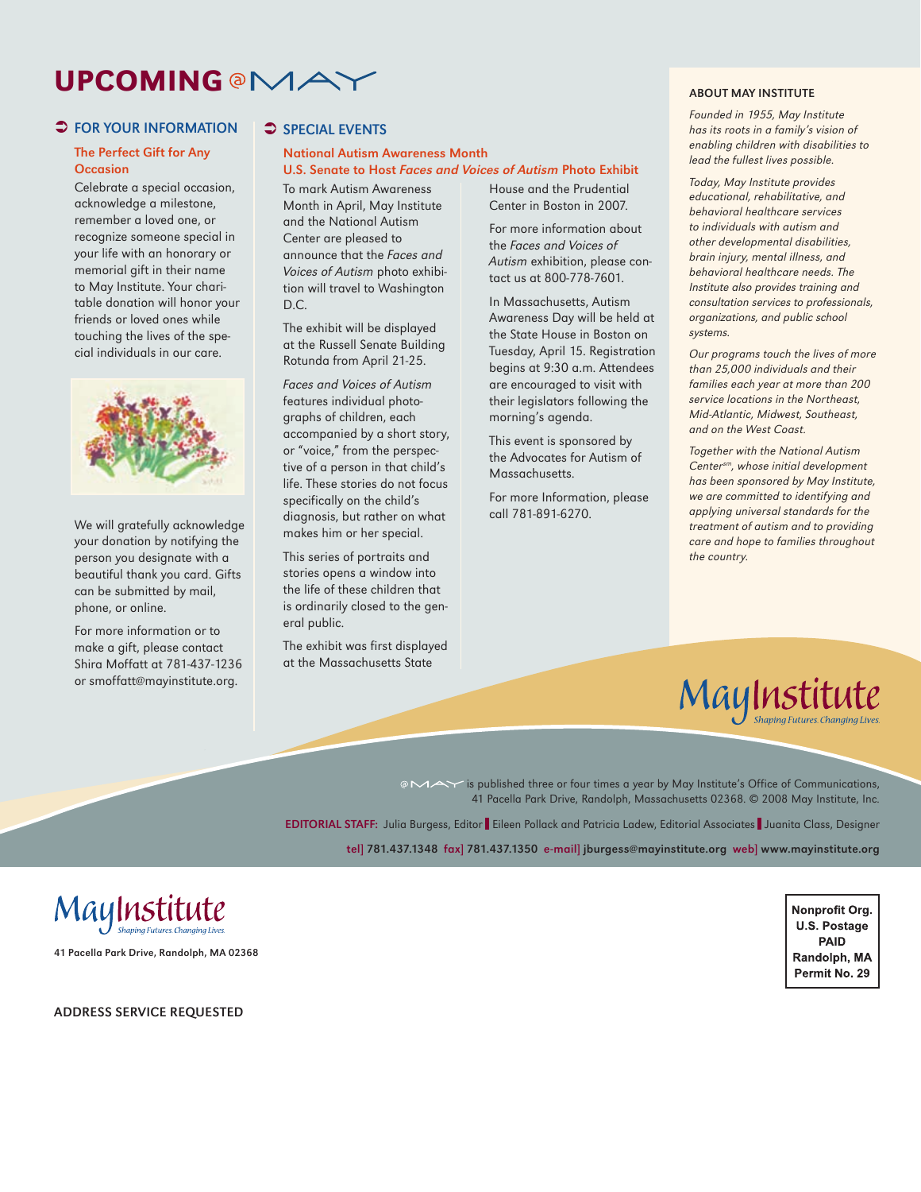# UPCOMING @MAY

## FOR YOUR INFORMATION

### The Perfect Gift for Any Occasion

Celebrate a special occasion, acknowledge a milestone, remember a loved one, or recognize someone special in your life with an honorary or memorial gift in their name to May Institute. Your charitable donation will honor your friends or loved ones while touching the lives of the special individuals in our care.

We will gratefully acknowledge your donation by notifying the person you designate with a beautiful thank you card. Gifts can be submitted by mail, phone, or online.

For more information or to make a gift, please contact Shira Moffatt at 781-437-1236 or smoffatt@mayinstitute.org.

## SPECIAL EVENTS

### National Autism Awareness Month
### U.S. Senate to Host *Faces and Voices of Autism* Photo Exhibit

To mark Autism Awareness Month in April, May Institute and the National Autism Center are pleased to announce that the *Faces and Voices of Autism* photo exhibition will travel to Washington D.C.

The exhibit will be displayed at the Russell Senate Building Rotunda from April 21-25.

*Faces and Voices of Autism* features individual photographs of children, each accompanied by a short story, or "voice," from the perspective of a person in that child's life. These stories do not focus specifically on the child's diagnosis, but rather on what makes him or her special.

This series of portraits and stories opens a window into the life of these children that is ordinarily closed to the general public.

The exhibit was first displayed at the Massachusetts State House and the Prudential Center in Boston in 2007.

For more information about the *Faces and Voices of Autism* exhibition, please contact us at 800-778-7601.

In Massachusetts, Autism Awareness Day will be held at the State House in Boston on Tuesday, April 15. Registration begins at 9:30 a.m. Attendees are encouraged to visit with their legislators following the morning's agenda.

This event is sponsored by the Advocates for Autism of Massachusetts.

For more Information, please call 781-891-6270.

## ABOUT MAY INSTITUTE

*Founded in 1955, May Institute has its roots in a family's vision of enabling children with disabilities to lead the fullest lives possible.*

*Today, May Institute provides educational, rehabilitative, and behavioral healthcare services to individuals with autism and other developmental disabilities, brain injury, mental illness, and behavioral healthcare needs. The Institute also provides training and consultation services to professionals, organizations, and public school systems.*

*Our programs touch the lives of more than 25,000 individuals and their families each year at more than 200 service locations in the Northeast, Mid-Atlantic, Midwest, Southeast, and on the West Coast.*

*Together with the National Autism Center*[sm]*, whose initial development has been sponsored by May Institute, we are committed to identifying and applying universal standards for the treatment of autism and to providing care and hope to families throughout the country.*

May Institute
Shaping Futures. Changing Lives.

@MAY is published three or four times a year by May Institute's Office of Communications, 41 Pacella Park Drive, Randolph, Massachusetts 02368. © 2008 May Institute, Inc.

**EDITORIAL STAFF:** Julia Burgess, Editor | Eileen Pollack and Patricia Ladew, Editorial Associates | Juanita Class, Designer

**tel]** 781.437.1348 **fax]** 781.437.1350 **e-mail]** jburgess@mayinstitute.org **web]** www.mayinstitute.org

May Institute
Shaping Futures. Changing Lives.

41 Pacella Park Drive, Randolph, MA 02368

**ADDRESS SERVICE REQUESTED**

Nonprofit Org.
U.S. Postage
PAID
Randolph, MA
Permit No. 29